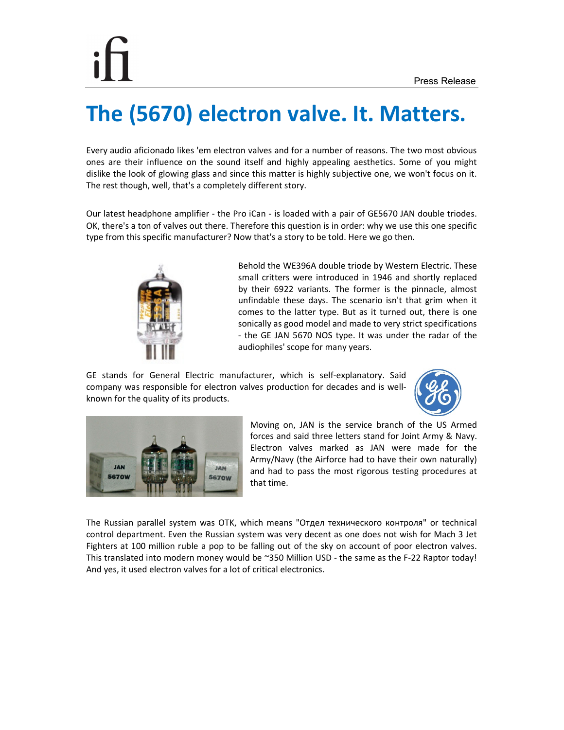# The (5670) electron valve. It. Matters.

Every audio aficionado likes 'em electron valves and for a number of reasons. The two most obvious ones are their influence on the sound itself and highly appealing aesthetics. Some of you might dislike the look of glowing glass and since this matter is highly subjective one, we won't focus on it. The rest though, well, that's a completely different story.

Our latest headphone amplifier - the Pro iCan - is loaded with a pair of GE5670 JAN double triodes. OK, there's a ton of valves out there. Therefore this question is in order: why we use this one specific type from this specific manufacturer? Now that's a story to be told. Here we go then.

Behold the WE396A double triode by Western Electric. These small critters were introduced in 1946 and shortly replaced by their 6922 variants. The former is the pinnacle, almost unfindable these days. The scenario isn't that grim when it comes to the latter type. But as it turned out, there is one sonically as good model and made to very strict specifications - the GE JAN 5670 NOS type. It was under the radar of the audiophiles' scope for many years.

GE stands for General Electric manufacturer, which is self-explanatory. Said company was responsible for electron valves production for decades and is well-known for the quality of its products.

Moving on, JAN is the service branch of the US Armed forces and said three letters stand for Joint Army & Navy. Electron valves marked as JAN were made for the Army/Navy (the Airforce had to have their own naturally) and had to pass the most rigorous testing procedures at that time.

The Russian parallel system was OTK, which means "Отдел технического контроля" or technical control department. Even the Russian system was very decent as one does not wish for Mach 3 Jet Fighters at 100 million ruble a pop to be falling out of the sky on account of poor electron valves. This translated into modern money would be ~350 Million USD - the same as the F-22 Raptor today! And yes, it used electron valves for a lot of critical electronics.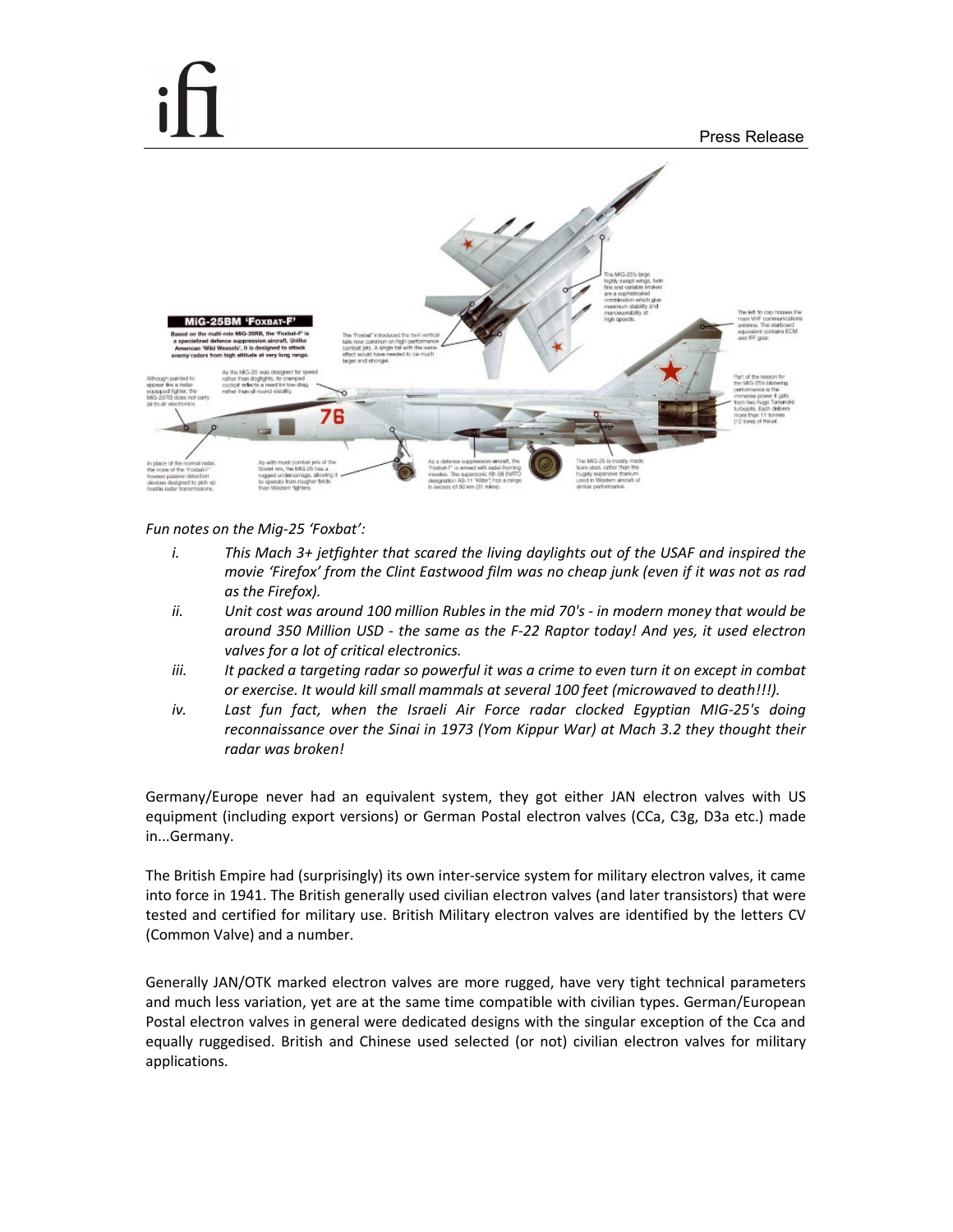*Fun notes on the Mig-25 'Foxbat':*

i. *This Mach 3+ jetfighter that scared the living daylights out of the USAF and inspired the movie 'Firefox' from the Clint Eastwood film was no cheap junk (even if it was not as rad as the Firefox).*
ii. *Unit cost was around 100 million Rubles in the mid 70's - in modern money that would be around 350 Million USD - the same as the F-22 Raptor today! And yes, it used electron valves for a lot of critical electronics.*
iii. *It packed a targeting radar so powerful it was a crime to even turn it on except in combat or exercise. It would kill small mammals at several 100 feet (microwaved to death!!!).*
iv. *Last fun fact, when the Israeli Air Force radar clocked Egyptian MIG-25's doing reconnaissance over the Sinai in 1973 (Yom Kippur War) at Mach 3.2 they thought their radar was broken!*

Germany/Europe never had an equivalent system, they got either JAN electron valves with US equipment (including export versions) or German Postal electron valves (CCa, C3g, D3a etc.) made in...Germany.

The British Empire had (surprisingly) its own inter-service system for military electron valves, it came into force in 1941. The British generally used civilian electron valves (and later transistors) that were tested and certified for military use. British Military electron valves are identified by the letters CV (Common Valve) and a number.

Generally JAN/OTK marked electron valves are more rugged, have very tight technical parameters and much less variation, yet are at the same time compatible with civilian types. German/European Postal electron valves in general were dedicated designs with the singular exception of the Cca and equally ruggedised. British and Chinese used selected (or not) civilian electron valves for military applications.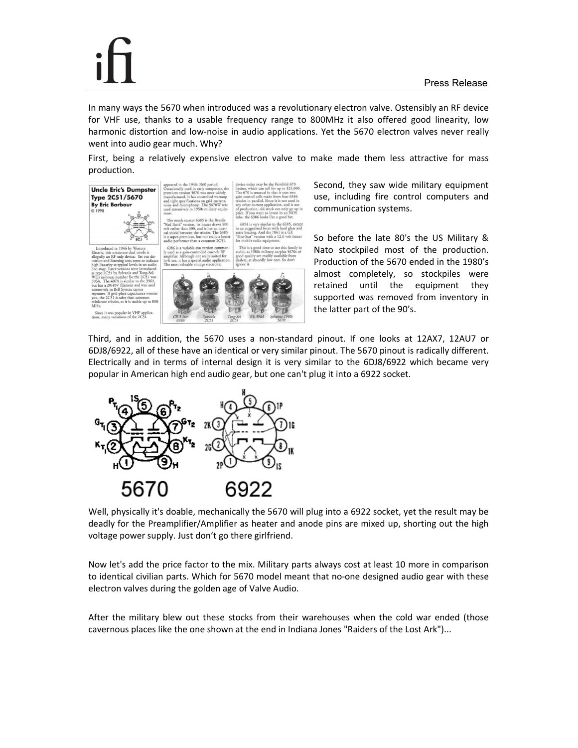In many ways the 5670 when introduced was a revolutionary electron valve. Ostensibly an RF device for VHF use, thanks to a usable frequency range to 800MHz it also offered good linearity, low harmonic distortion and low-noise in audio applications. Yet the 5670 electron valves never really went into audio gear much. Why?

First, being a relatively expensive electron valve to make made them less attractive for mass production.

Second, they saw wide military equipment use, including fire control computers and communication systems.

So before the late 80's the US Military & Nato stockpiled most of the production. Production of the 5670 ended in the 1980's almost completely, so stockpiles were retained until the equipment they supported was removed from inventory in the latter part of the 90's.

Third, and in addition, the 5670 uses a non-standard pinout. If one looks at 12AX7, 12AU7 or 6DJ8/6922, all of these have an identical or very similar pinout. The 5670 pinout is radically different. Electrically and in terms of internal design it is very similar to the 6DJ8/6922 which became very popular in American high end audio gear, but one can't plug it into a 6922 socket.

Well, physically it's doable, mechanically the 5670 will plug into a 6922 socket, yet the result may be deadly for the Preamplifier/Amplifier as heater and anode pins are mixed up, shorting out the high voltage power supply. Just don't go there girlfriend.

Now let's add the price factor to the mix. Military parts always cost at least 10 more in comparison to identical civilian parts. Which for 5670 model meant that no-one designed audio gear with these electron valves during the golden age of Valve Audio.

After the military blew out these stocks from their warehouses when the cold war ended (those cavernous places like the one shown at the end in Indiana Jones "Raiders of the Lost Ark")...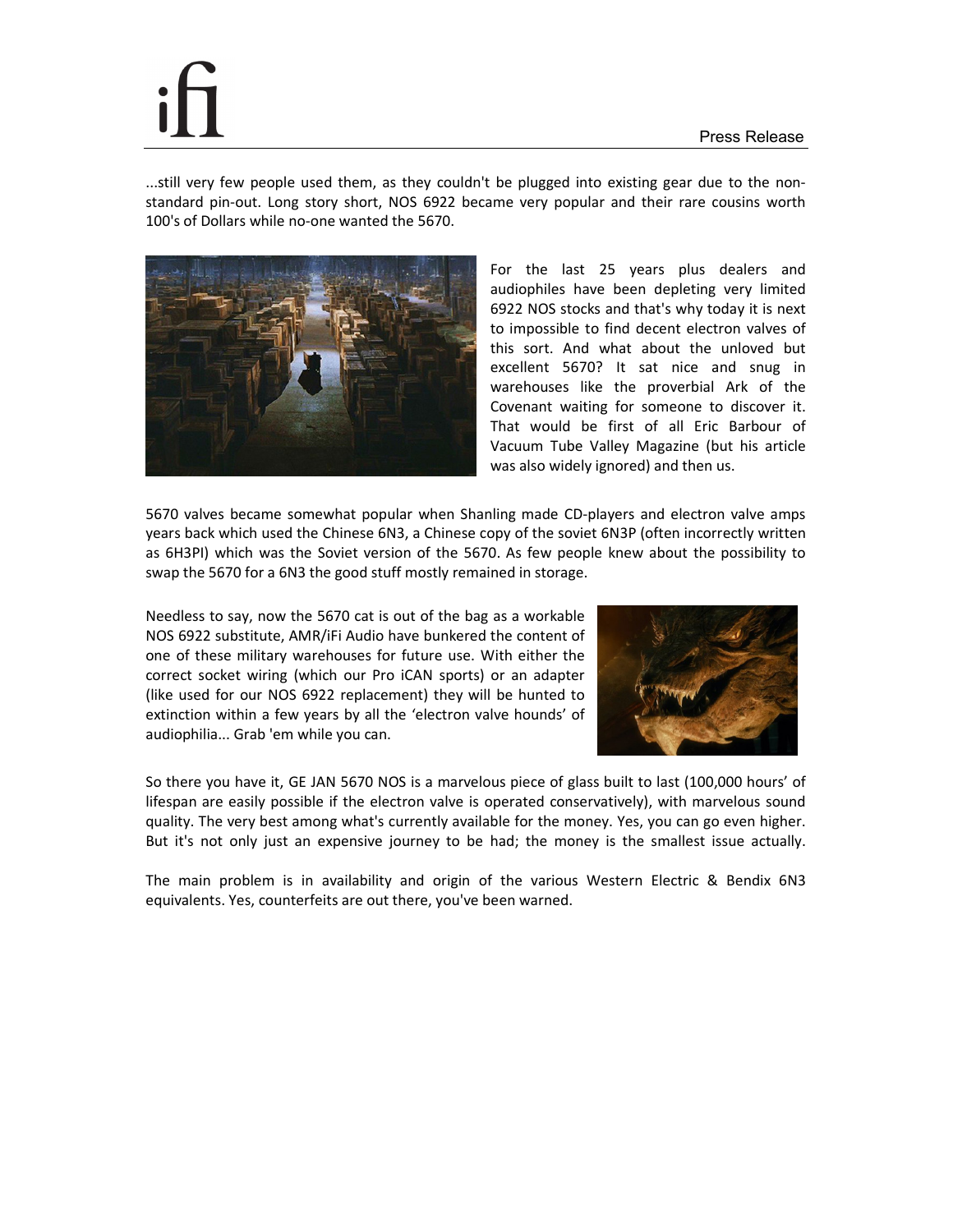...still very few people used them, as they couldn't be plugged into existing gear due to the non-standard pin-out. Long story short, NOS 6922 became very popular and their rare cousins worth 100's of Dollars while no-one wanted the 5670.

For the last 25 years plus dealers and audiophiles have been depleting very limited 6922 NOS stocks and that's why today it is next to impossible to find decent electron valves of this sort. And what about the unloved but excellent 5670? It sat nice and snug in warehouses like the proverbial Ark of the Covenant waiting for someone to discover it. That would be first of all Eric Barbour of Vacuum Tube Valley Magazine (but his article was also widely ignored) and then us.

5670 valves became somewhat popular when Shanling made CD-players and electron valve amps years back which used the Chinese 6N3, a Chinese copy of the soviet 6N3P (often incorrectly written as 6H3PI) which was the Soviet version of the 5670. As few people knew about the possibility to swap the 5670 for a 6N3 the good stuff mostly remained in storage.

Needless to say, now the 5670 cat is out of the bag as a workable NOS 6922 substitute, AMR/iFi Audio have bunkered the content of one of these military warehouses for future use. With either the correct socket wiring (which our Pro iCAN sports) or an adapter (like used for our NOS 6922 replacement) they will be hunted to extinction within a few years by all the 'electron valve hounds' of audiophilia... Grab 'em while you can.

So there you have it, GE JAN 5670 NOS is a marvelous piece of glass built to last (100,000 hours' of lifespan are easily possible if the electron valve is operated conservatively), with marvelous sound quality. The very best among what's currently available for the money. Yes, you can go even higher. But it's not only just an expensive journey to be had; the money is the smallest issue actually.

The main problem is in availability and origin of the various Western Electric & Bendix 6N3 equivalents. Yes, counterfeits are out there, you've been warned.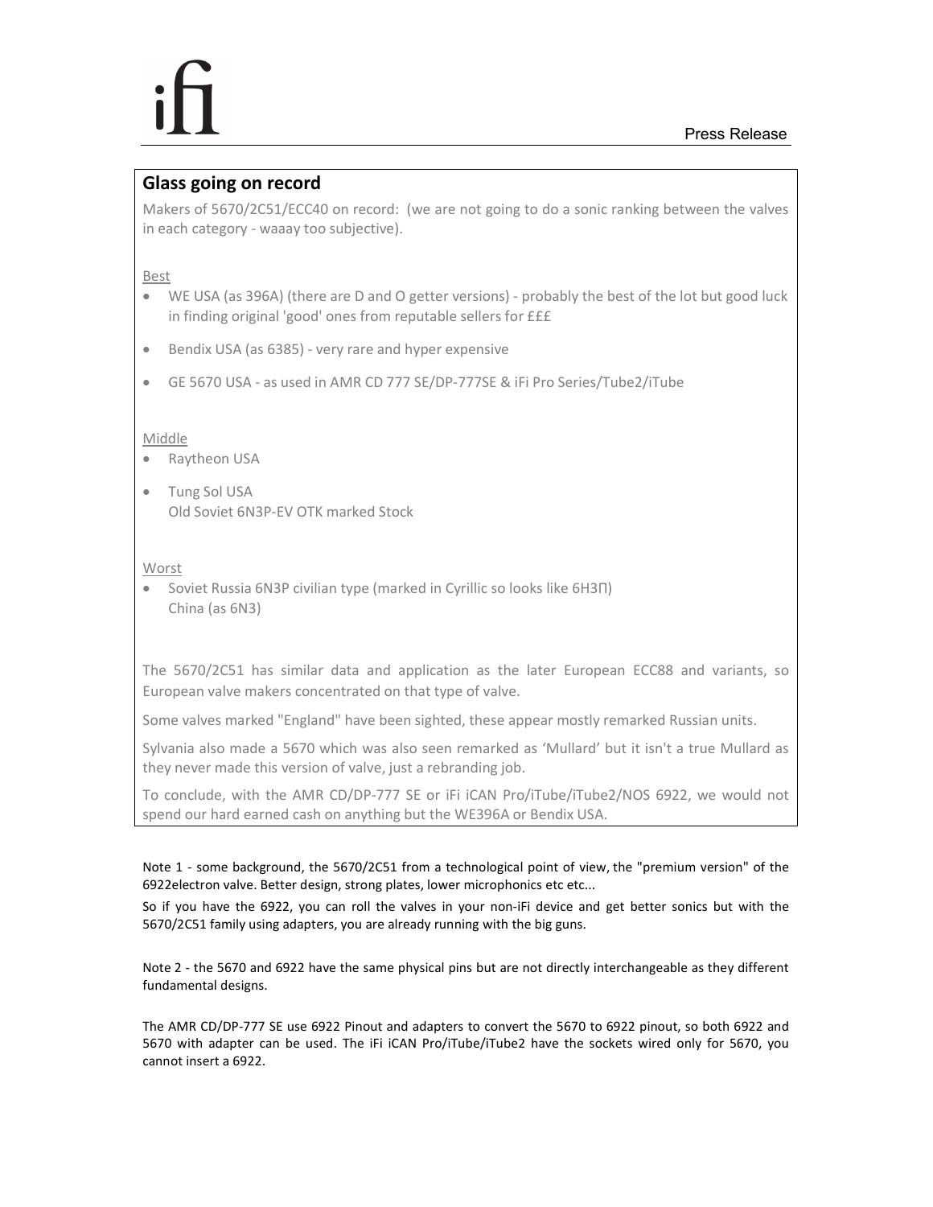## Glass going on record

Makers of 5670/2C51/ECC40 on record: (we are not going to do a sonic ranking between the valves in each category - waaay too subjective).

Best

- WE USA (as 396A) (there are D and O getter versions) - probably the best of the lot but good luck in finding original 'good' ones from reputable sellers for £££
- Bendix USA (as 6385) - very rare and hyper expensive
- GE 5670 USA - as used in AMR CD 777 SE/DP-777SE & iFi Pro Series/Tube2/iTube

Middle

- Raytheon USA
- Tung Sol USA
  Old Soviet 6N3P-EV OTK marked Stock

Worst

- Soviet Russia 6N3P civilian type (marked in Cyrillic so looks like 6Н3П)
  China (as 6N3)

The 5670/2C51 has similar data and application as the later European ECC88 and variants, so European valve makers concentrated on that type of valve.

Some valves marked "England" have been sighted, these appear mostly remarked Russian units.

Sylvania also made a 5670 which was also seen remarked as 'Mullard' but it isn't a true Mullard as they never made this version of valve, just a rebranding job.

To conclude, with the AMR CD/DP-777 SE or iFi iCAN Pro/iTube/iTube2/NOS 6922, we would not spend our hard earned cash on anything but the WE396A or Bendix USA.

Note 1 - some background, the 5670/2C51 from a technological point of view, the "premium version" of the 6922electron valve. Better design, strong plates, lower microphonics etc etc...

So if you have the 6922, you can roll the valves in your non-iFi device and get better sonics but with the 5670/2C51 family using adapters, you are already running with the big guns.

Note 2 - the 5670 and 6922 have the same physical pins but are not directly interchangeable as they different fundamental designs.

The AMR CD/DP-777 SE use 6922 Pinout and adapters to convert the 5670 to 6922 pinout, so both 6922 and 5670 with adapter can be used. The iFi iCAN Pro/iTube/iTube2 have the sockets wired only for 5670, you cannot insert a 6922.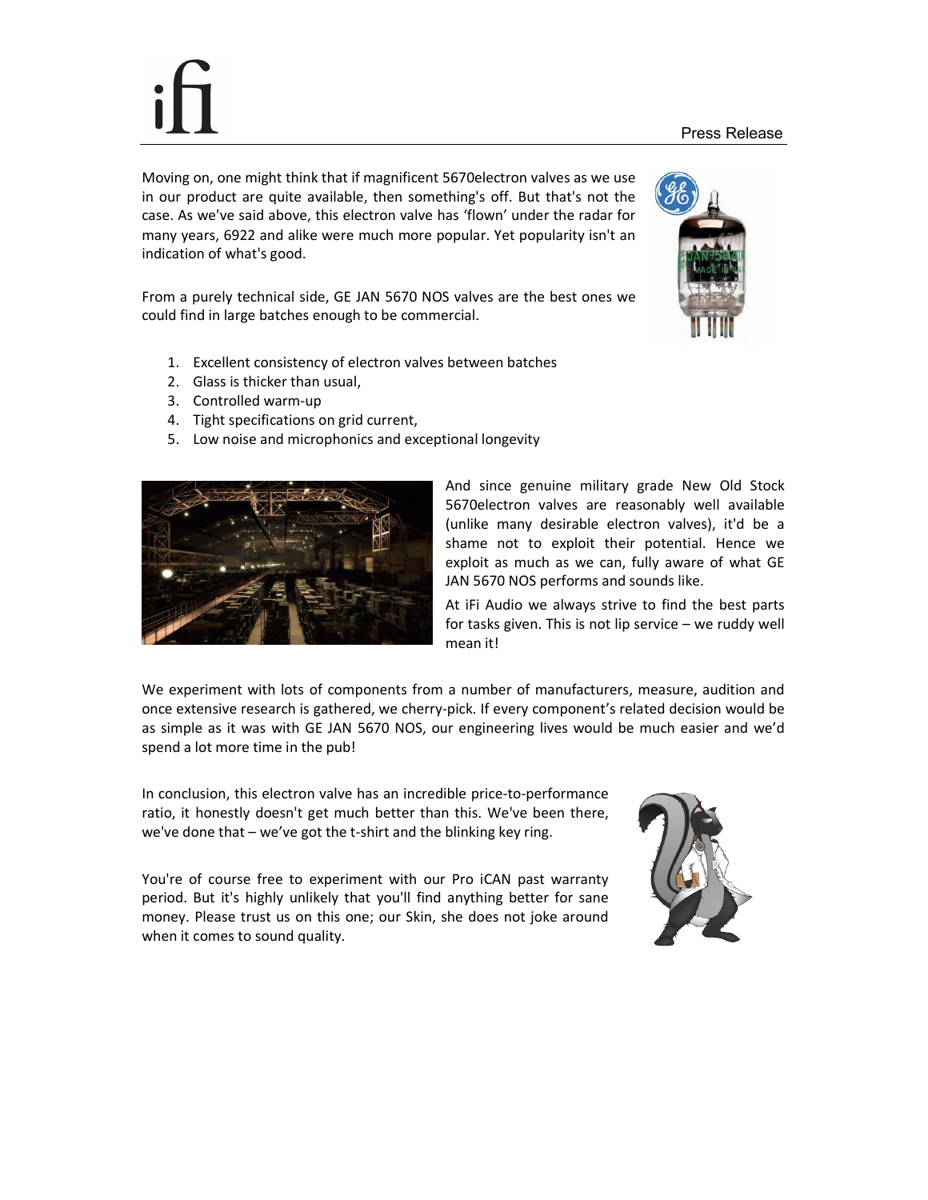Moving on, one might think that if magnificent 5670electron valves as we use in our product are quite available, then something's off. But that's not the case. As we've said above, this electron valve has 'flown' under the radar for many years, 6922 and alike were much more popular. Yet popularity isn't an indication of what's good.

From a purely technical side, GE JAN 5670 NOS valves are the best ones we could find in large batches enough to be commercial.

1. Excellent consistency of electron valves between batches
2. Glass is thicker than usual,
3. Controlled warm-up
4. Tight specifications on grid current,
5. Low noise and microphonics and exceptional longevity

And since genuine military grade New Old Stock 5670electron valves are reasonably well available (unlike many desirable electron valves), it'd be a shame not to exploit their potential. Hence we exploit as much as we can, fully aware of what GE JAN 5670 NOS performs and sounds like.

At iFi Audio we always strive to find the best parts for tasks given. This is not lip service – we ruddy well mean it!

We experiment with lots of components from a number of manufacturers, measure, audition and once extensive research is gathered, we cherry-pick. If every component's related decision would be as simple as it was with GE JAN 5670 NOS, our engineering lives would be much easier and we'd spend a lot more time in the pub!

In conclusion, this electron valve has an incredible price-to-performance ratio, it honestly doesn't get much better than this. We've been there, we've done that – we've got the t-shirt and the blinking key ring.

You're of course free to experiment with our Pro iCAN past warranty period. But it's highly unlikely that you'll find anything better for sane money. Please trust us on this one; our Skin, she does not joke around when it comes to sound quality.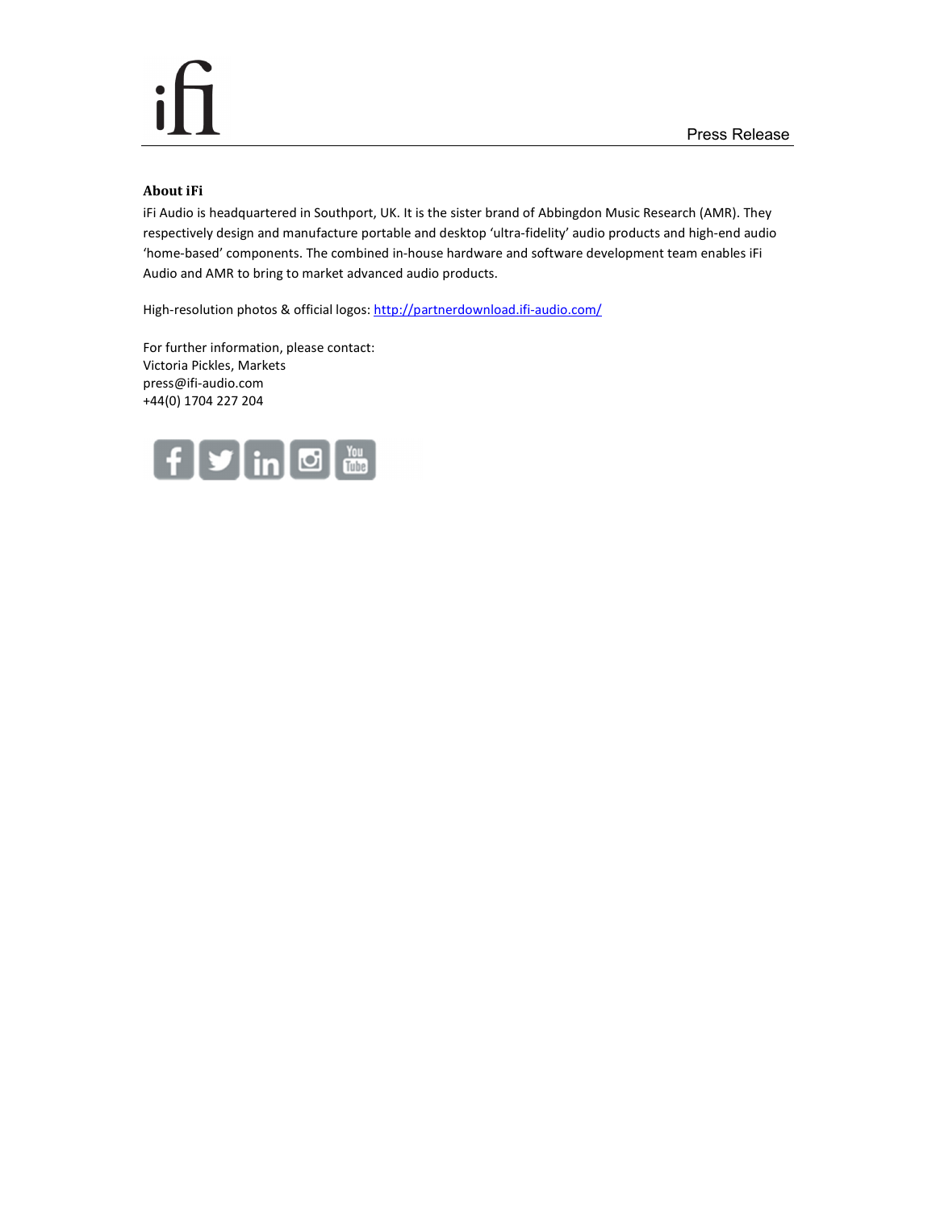## About iFi

iFi Audio is headquartered in Southport, UK. It is the sister brand of Abbingdon Music Research (AMR). They respectively design and manufacture portable and desktop 'ultra-fidelity' audio products and high-end audio 'home-based' components. The combined in-house hardware and software development team enables iFi Audio and AMR to bring to market advanced audio products.

High-resolution photos & official logos: http://partnerdownload.ifi-audio.com/

For further information, please contact:
Victoria Pickles, Markets
press@ifi-audio.com
+44(0) 1704 227 204